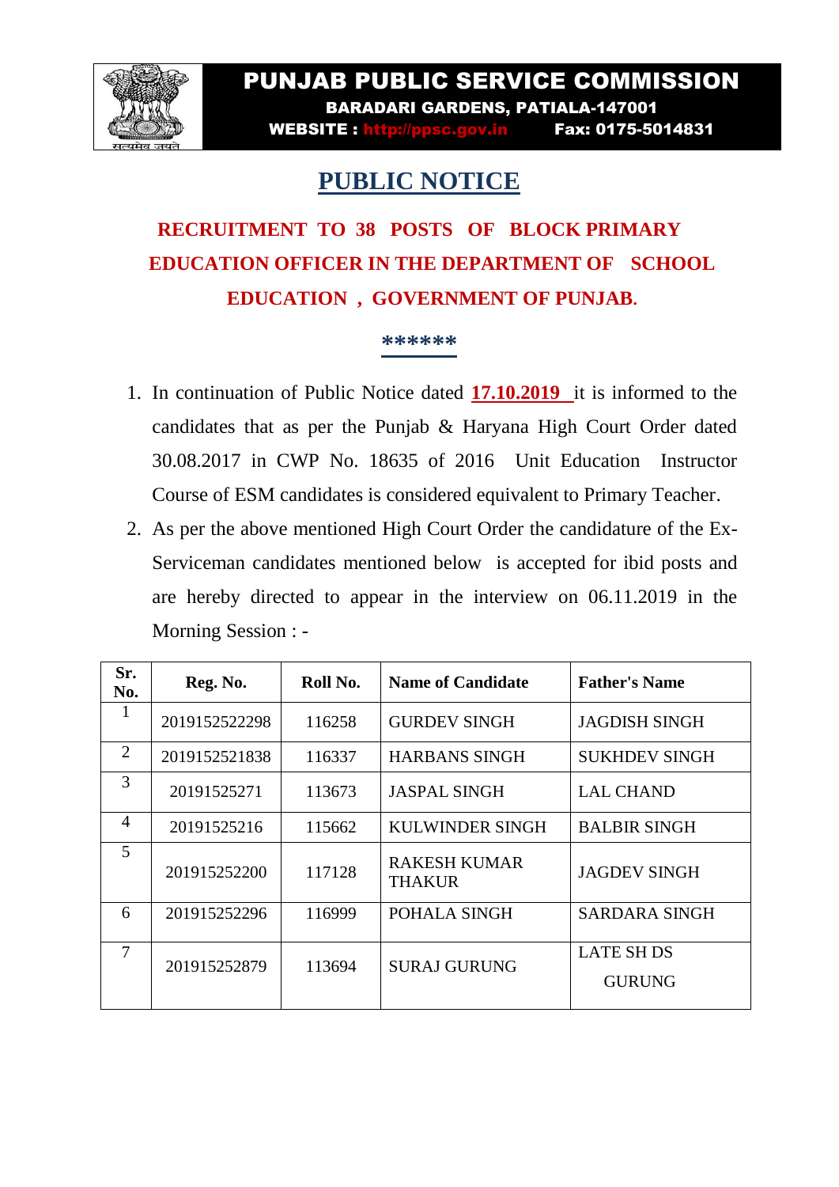# PUNJAB PUBLIC SERVICE COMMISSION

**BARADARI GARDENS, PATIALA-147001**

**WEBSITE : http://ppsc.gov.in Fax: 0175-5014831**

## PUBLIC NOTICE

### RECRUITMENT TO 38 POSTS OF BLOCK PRIMARY EDUCATION OFFICER IN THE DEPARTMENT OF SCHOOL EDUCATION , GOVERNMENT OF PUNJAB.

******

1. In continuation of Public Notice dated **17.10.2019** it is informed to the candidates that as per the Punjab & Haryana High Court Order dated 30.08.2017 in CWP No. 18635 of 2016 Unit Education Instructor Course of ESM candidates is considered equivalent to Primary Teacher.
2. As per the above mentioned High Court Order the candidature of the Ex-Serviceman candidates mentioned below is accepted for ibid posts and are hereby directed to appear in the interview on 06.11.2019 in the Morning Session : -

| Sr. No. | Reg. No. | Roll No. | Name of Candidate | Father's Name |
|---|---|---|---|---|
| 1 | 2019152522298 | 116258 | GURDEV SINGH | JAGDISH SINGH |
| 2 | 2019152521838 | 116337 | HARBANS SINGH | SUKHDEV SINGH |
| 3 | 20191525271 | 113673 | JASPAL SINGH | LAL CHAND |
| 4 | 20191525216 | 115662 | KULWINDER SINGH | BALBIR SINGH |
| 5 | 201915252200 | 117128 | RAKESH KUMAR THAKUR | JAGDEV SINGH |
| 6 | 201915252296 | 116999 | POHALA SINGH | SARDARA SINGH |
| 7 | 201915252879 | 113694 | SURAJ GURUNG | LATE SH DS GURUNG |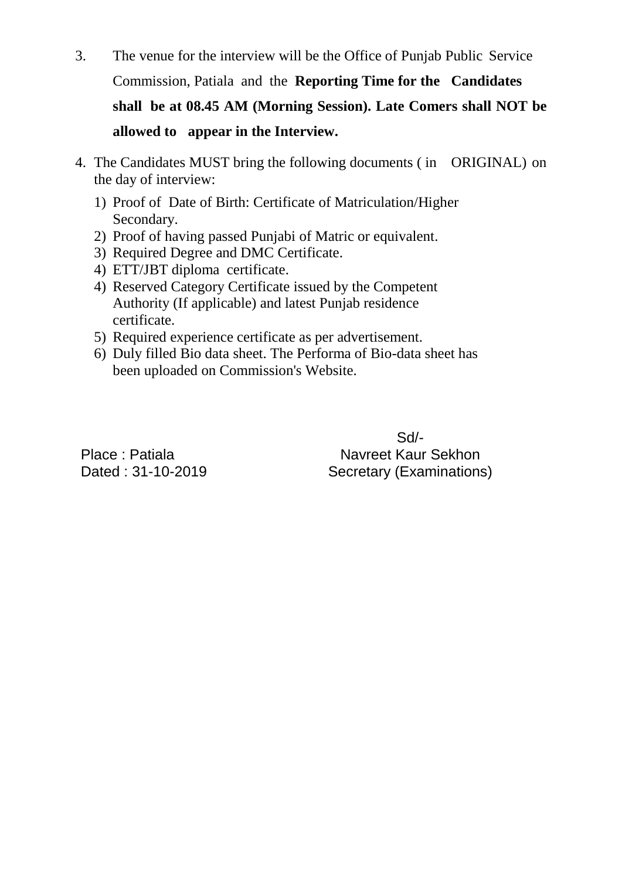3. The venue for the interview will be the Office of Punjab Public Service Commission, Patiala and the **Reporting Time for the Candidates shall be at 08.45 AM (Morning Session). Late Comers shall NOT be allowed to appear in the Interview.**

4. The Candidates MUST bring the following documents ( in ORIGINAL) on the day of interview:

   1) Proof of Date of Birth: Certificate of Matriculation/Higher Secondary.
   2) Proof of having passed Punjabi of Matric or equivalent.
   3) Required Degree and DMC Certificate.
   4) ETT/JBT diploma certificate.
   4) Reserved Category Certificate issued by the Competent Authority (If applicable) and latest Punjab residence certificate.
   5) Required experience certificate as per advertisement.
   6) Duly filled Bio data sheet. The Performa of Bio-data sheet has been uploaded on Commission's Website.

Sd/-
Navreet Kaur Sekhon
Secretary (Examinations)

Place : Patiala
Dated : 31-10-2019